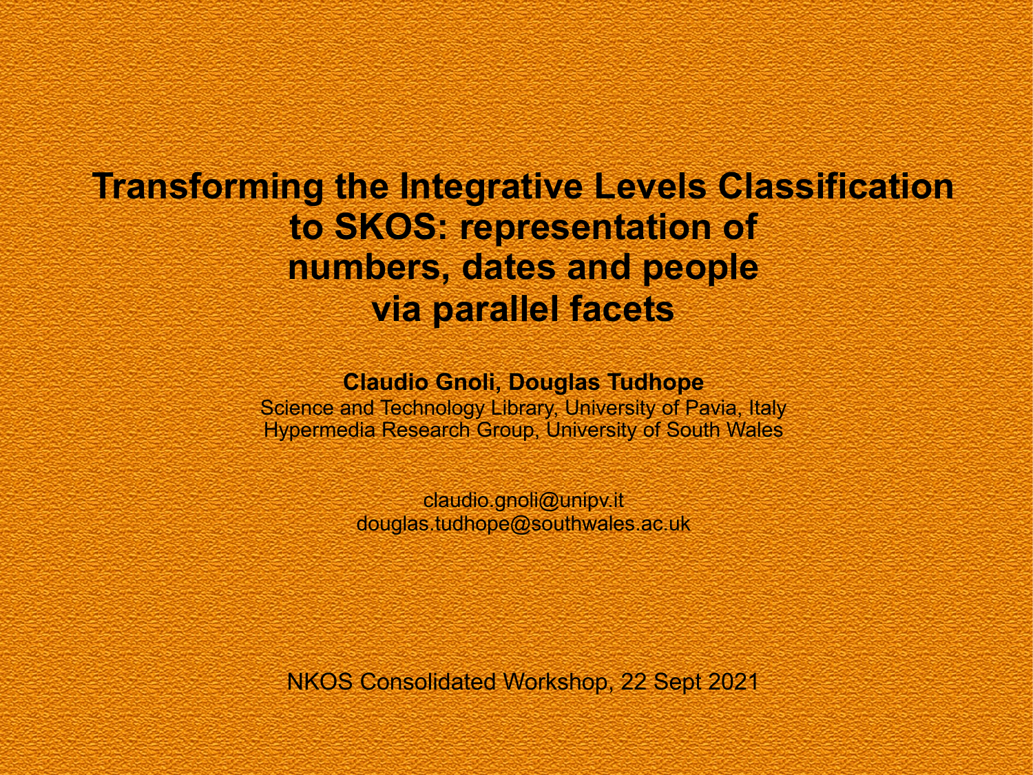# Transforming the Integrative Levels Classification to SKOS: representation of numbers, dates and people via parallel facets

**Claudio Gnoli, Douglas Tudhope**

Science and Technology Library, University of Pavia, Italy
Hypermedia Research Group, University of South Wales

claudio.gnoli@unipv.it
douglas.tudhope@southwales.ac.uk

NKOS Consolidated Workshop, 22 Sept 2021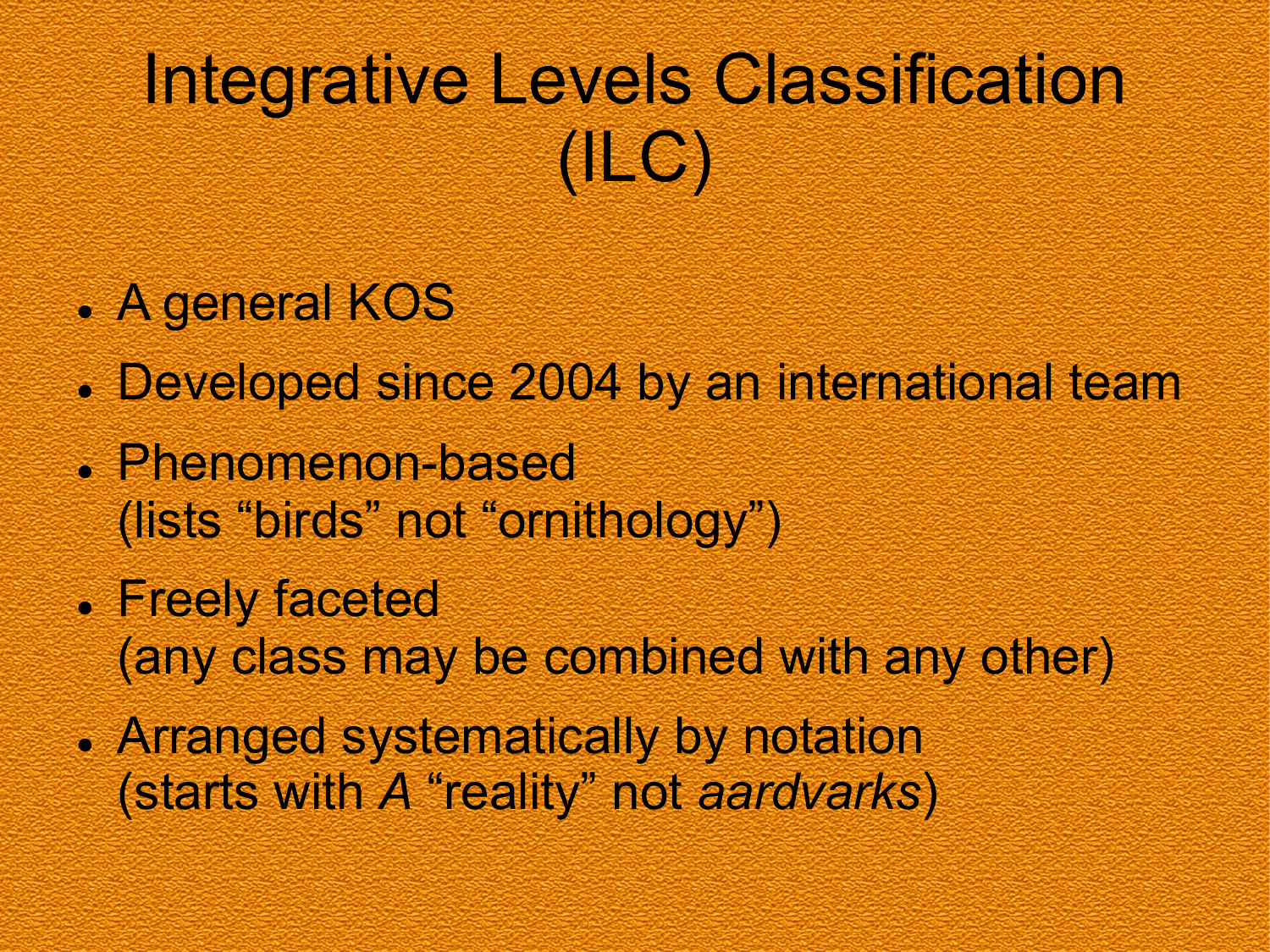# Integrative Levels Classification (ILC)

- A general KOS
- Developed since 2004 by an international team
- Phenomenon-based
  (lists “birds” not “ornithology”)
- Freely faceted
  (any class may be combined with any other)
- Arranged systematically by notation
  (starts with *A* “reality” not *aardvarks*)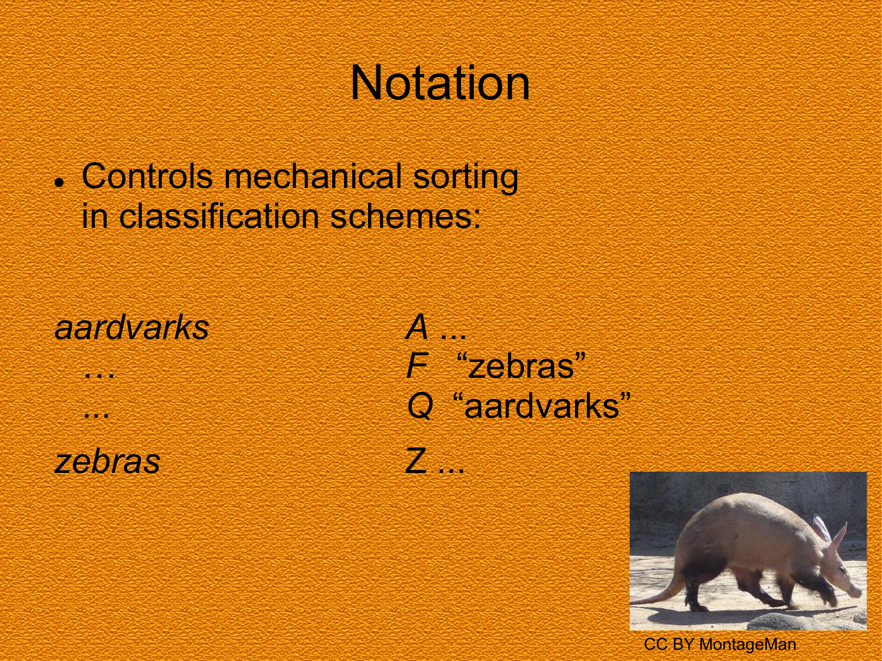# Notation

- Controls mechanical sorting in classification schemes:

| | |
|---|---|
| *aardvarks* | *A* ... |
| … | *F* “zebras” |
| ... | *Q* “aardvarks” |
| *zebras* | *Z* ... |

CC BY MontageMan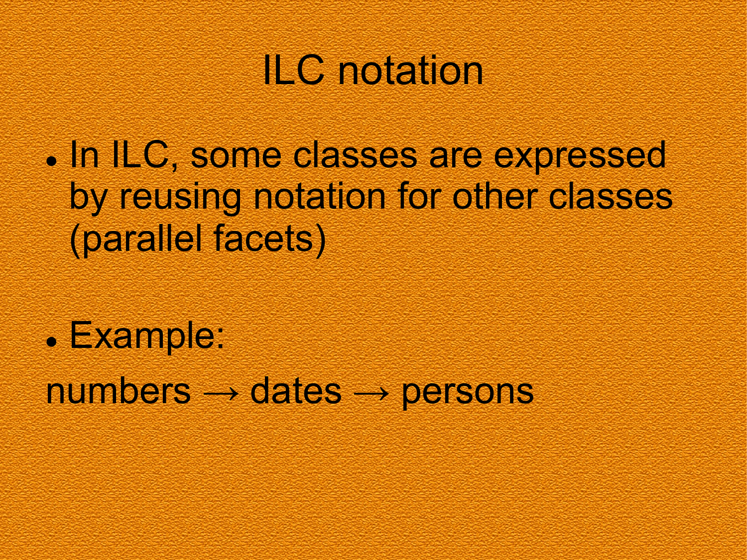# ILC notation

- In ILC, some classes are expressed by reusing notation for other classes (parallel facets)

- Example:

numbers → dates → persons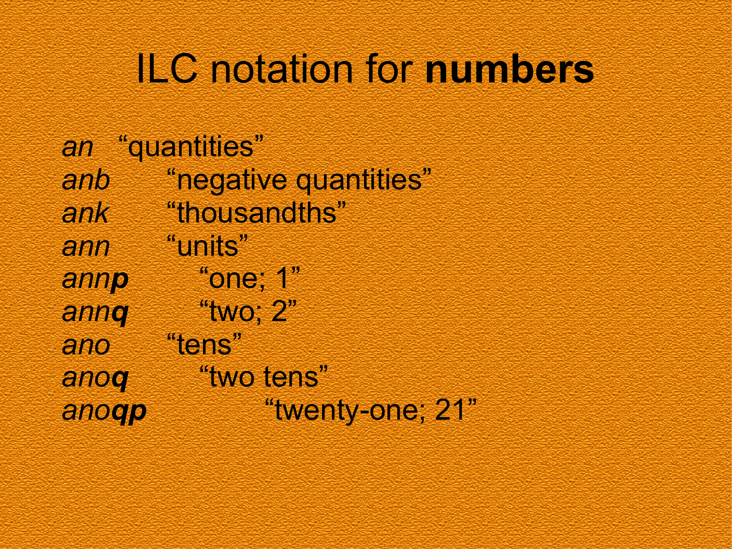# ILC notation for **numbers**

*an* “quantities”

*anb* “negative quantities”

*ank* “thousandths”

*ann* “units”

*ann**p*** “one; 1”

*ann**q*** “two; 2”

*ano* “tens”

*ano**q*** “two tens”

*ano**qp*** “twenty-one; 21”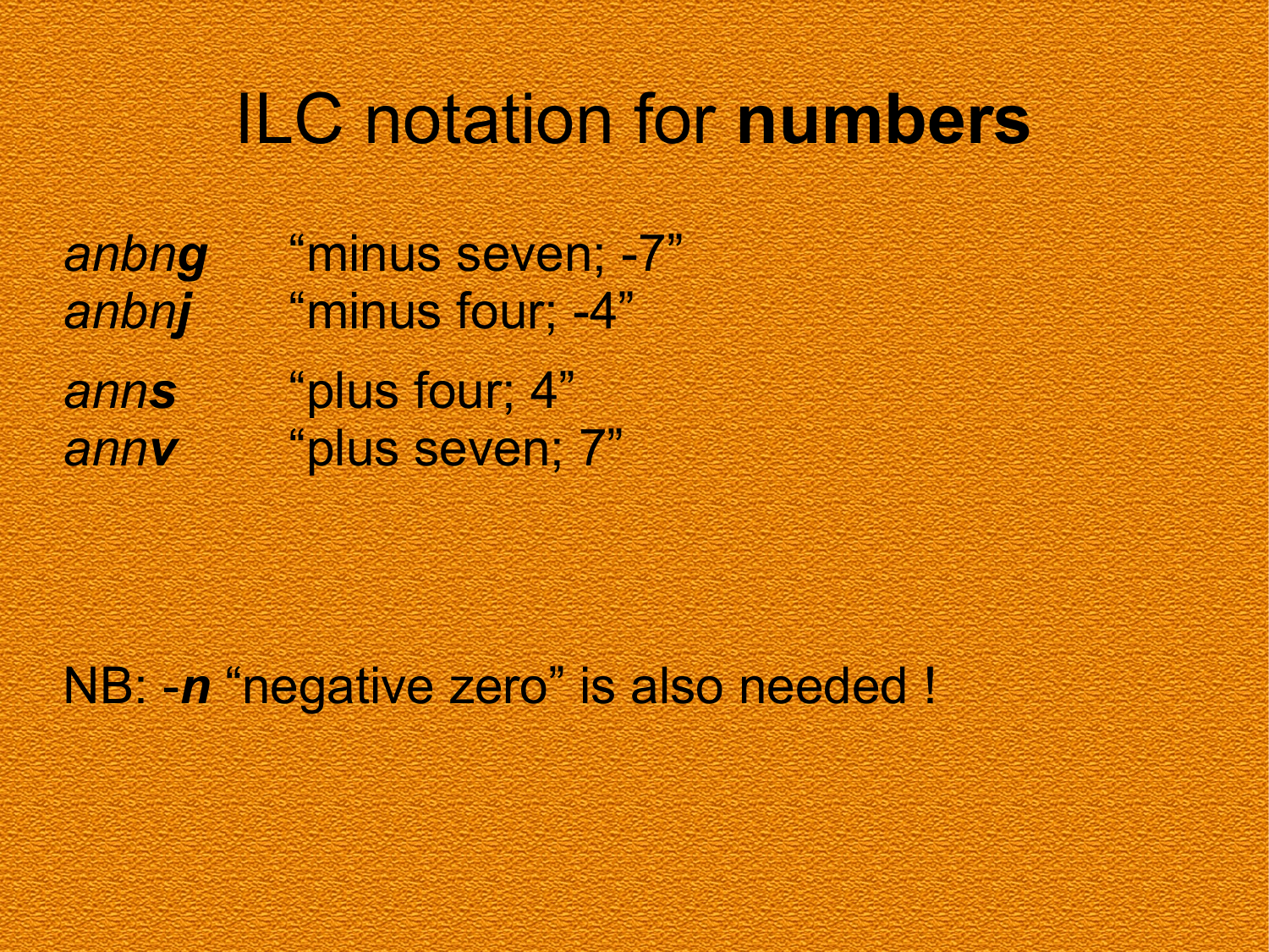# ILC notation for **numbers**

*anbn**g*** “minus seven; -7”
*anbn**j*** “minus four; -4”

*ann**s*** “plus four; 4”
*ann**v*** “plus seven; 7”

NB: -***n*** “negative zero” is also needed !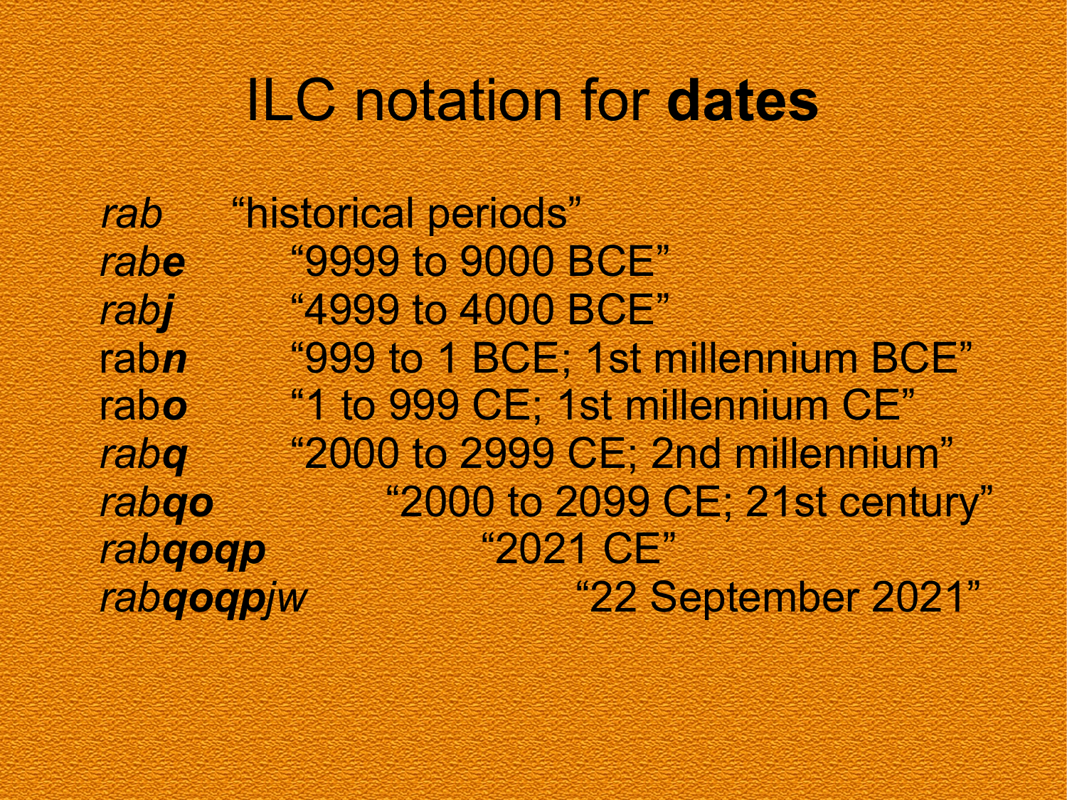# ILC notation for **dates**

*rab* “historical periods”

- *rab**e*** “9999 to 9000 BCE”
- *rab**j*** “4999 to 4000 BCE”
- rab***n*** “999 to 1 BCE; 1st millennium BCE”
- rab***o*** “1 to 999 CE; 1st millennium CE”
- *rab**q*** “2000 to 2999 CE; 2nd millennium”
    - *rab**qo*** “2000 to 2099 CE; 21st century”
        - *rab**qoqp*** “2021 CE”
            - *rab**qoqp**jw* “22 September 2021”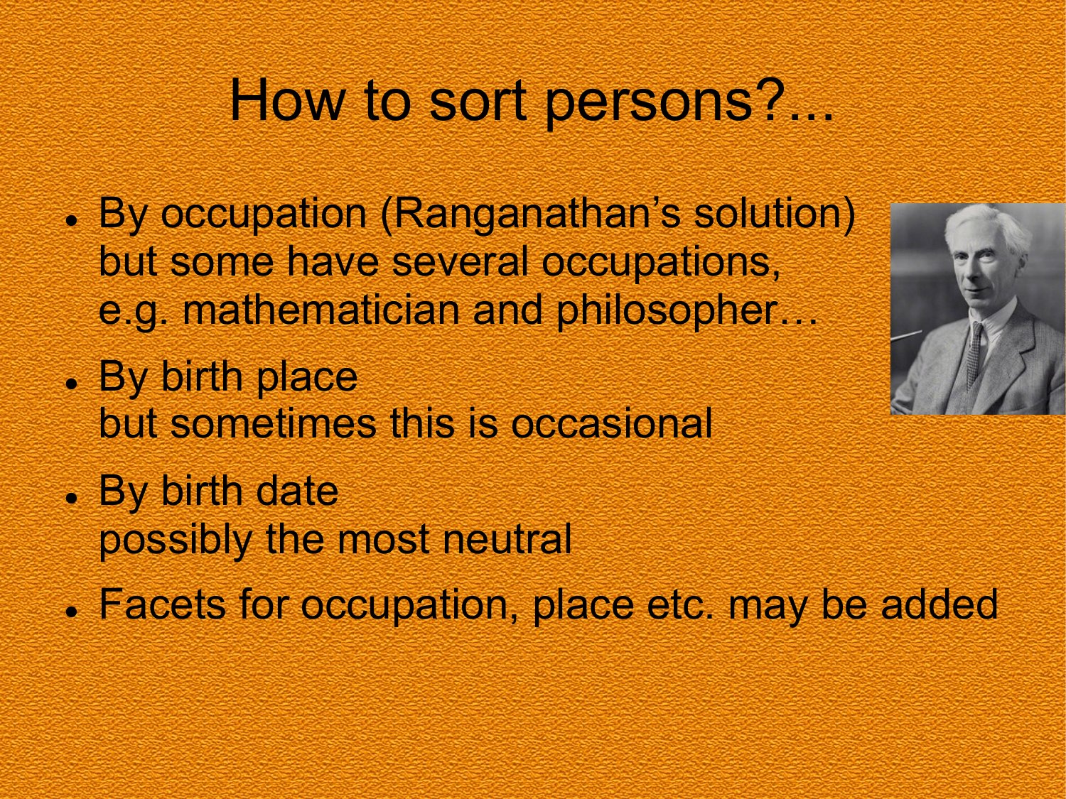# How to sort persons?...

- By occupation (Ranganathan's solution)
  but some have several occupations,
  e.g. mathematician and philosopher…
- By birth place
  but sometimes this is occasional
- By birth date
  possibly the most neutral
- Facets for occupation, place etc. may be added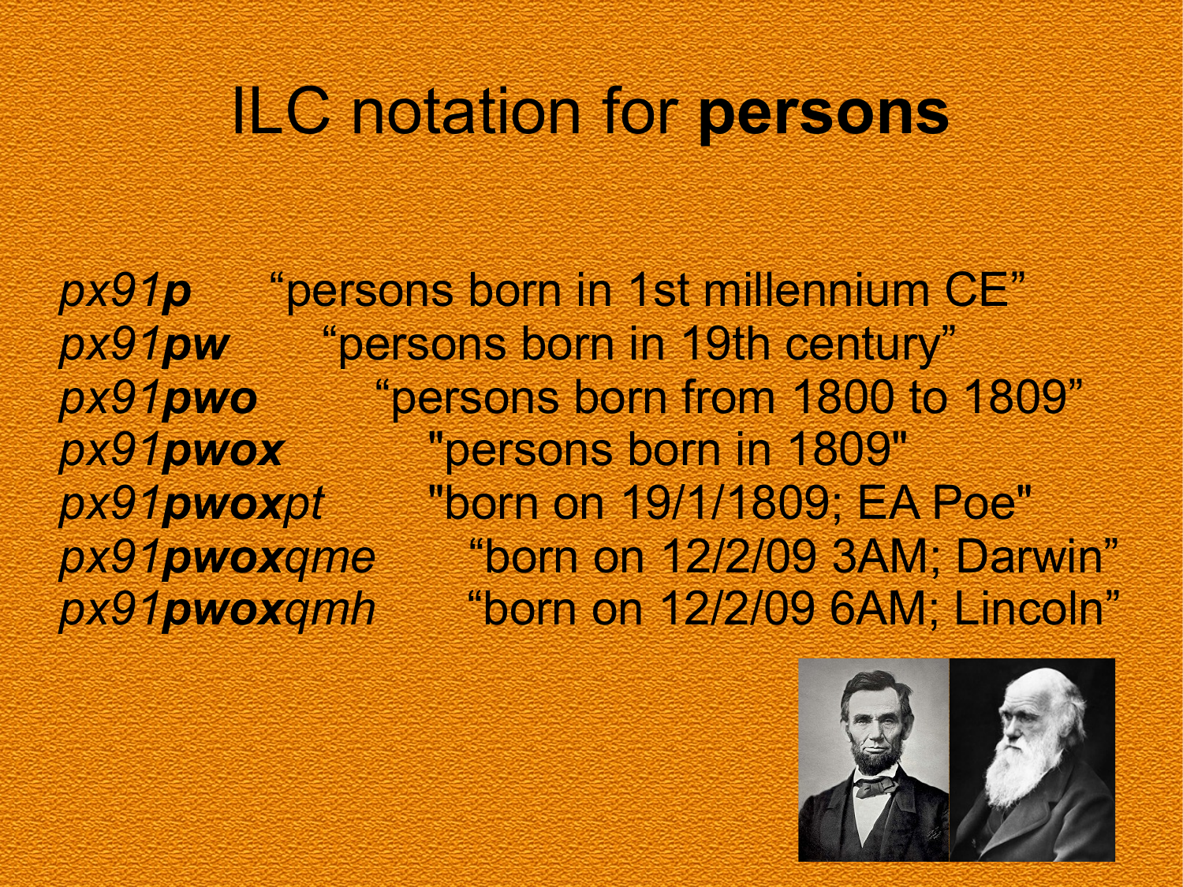# ILC notation for **persons**

*px91**p*** “persons born in 1st millennium CE”
*px91**pw*** “persons born in 19th century”
*px91**pwo*** “persons born from 1800 to 1809”
*px91**pwox*** "persons born in 1809"
*px91**pwox**pt* "born on 19/1/1809; EA Poe"
*px91**pwox**qme* “born on 12/2/09 3AM; Darwin”
*px91**pwox**qmh* “born on 12/2/09 6AM; Lincoln”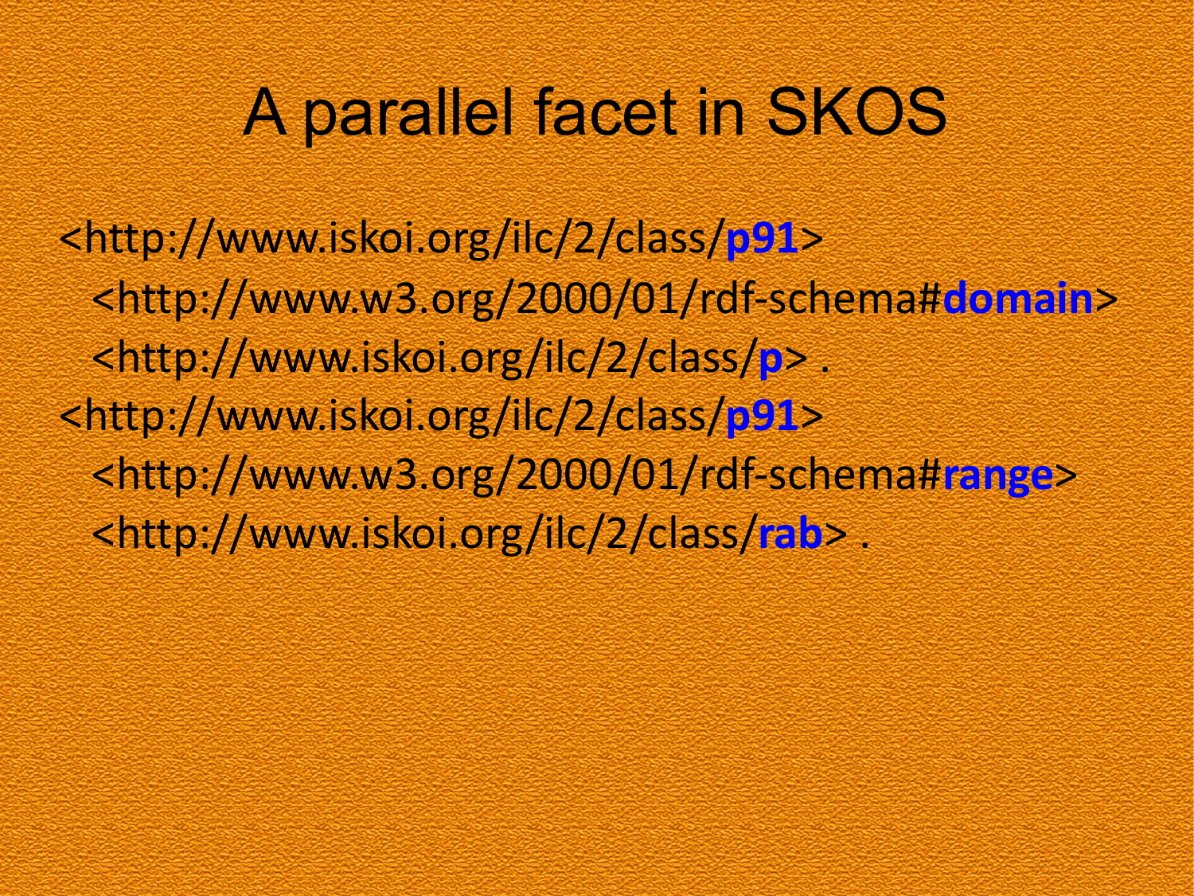# A parallel facet in SKOS

```
<http://www.iskoi.org/ilc/2/class/p91>
  <http://www.w3.org/2000/01/rdf-schema#domain>
  <http://www.iskoi.org/ilc/2/class/p> .
<http://www.iskoi.org/ilc/2/class/p91>
  <http://www.w3.org/2000/01/rdf-schema#range>
  <http://www.iskoi.org/ilc/2/class/rab> .
```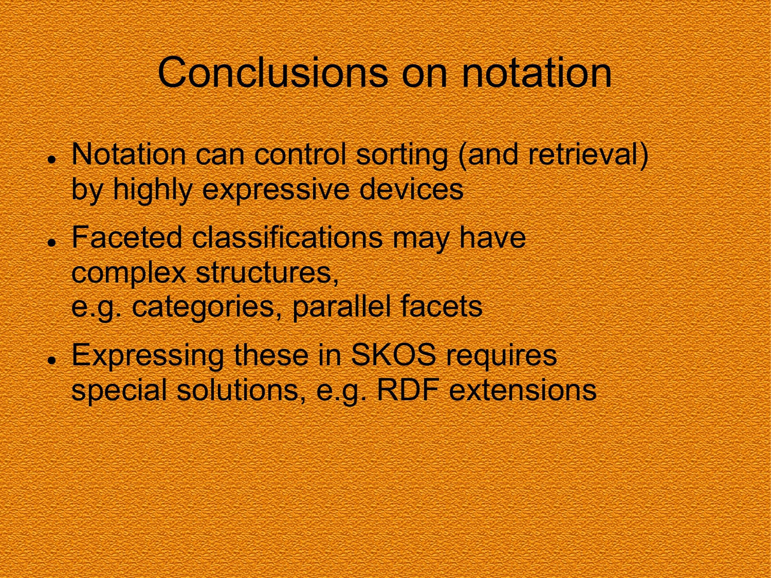# Conclusions on notation

- Notation can control sorting (and retrieval) by highly expressive devices
- Faceted classifications may have complex structures, e.g. categories, parallel facets
- Expressing these in SKOS requires special solutions, e.g. RDF extensions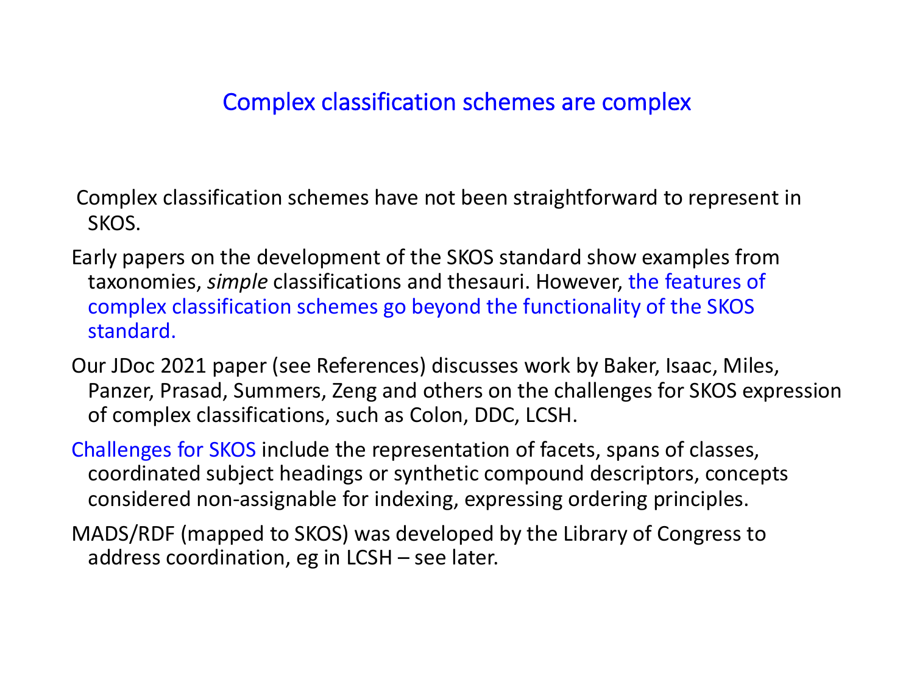## Complex classification schemes are complex

Complex classification schemes have not been straightforward to represent in SKOS.

Early papers on the development of the SKOS standard show examples from taxonomies, *simple* classifications and thesauri. However, the features of complex classification schemes go beyond the functionality of the SKOS standard.

Our JDoc 2021 paper (see References) discusses work by Baker, Isaac, Miles, Panzer, Prasad, Summers, Zeng and others on the challenges for SKOS expression of complex classifications, such as Colon, DDC, LCSH.

Challenges for SKOS include the representation of facets, spans of classes, coordinated subject headings or synthetic compound descriptors, concepts considered non-assignable for indexing, expressing ordering principles.

MADS/RDF (mapped to SKOS) was developed by the Library of Congress to address coordination, eg in LCSH – see later.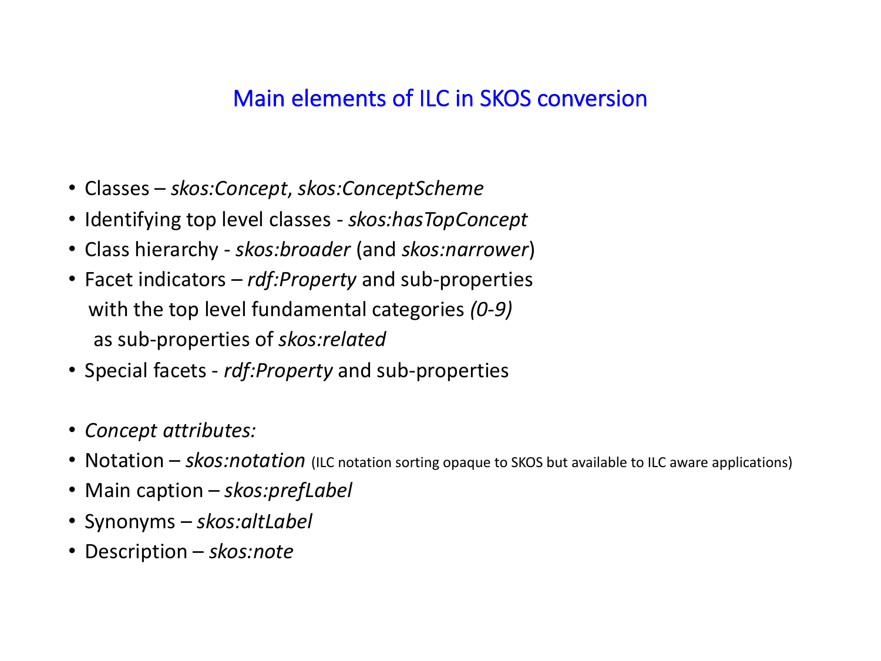# Main elements of ILC in SKOS conversion

- Classes – *skos:Concept*, *skos:ConceptScheme*
- Identifying top level classes - *skos:hasTopConcept*
- Class hierarchy - *skos:broader* (and *skos:narrower*)
- Facet indicators – *rdf:Property* and sub-properties with the top level fundamental categories *(0-9)* as sub-properties of *skos:related*
- Special facets - *rdf:Property* and sub-properties

- *Concept attributes:*
- Notation – *skos:notation* (ILC notation sorting opaque to SKOS but available to ILC aware applications)
- Main caption – *skos:prefLabel*
- Synonyms – *skos:altLabel*
- Description – *skos:note*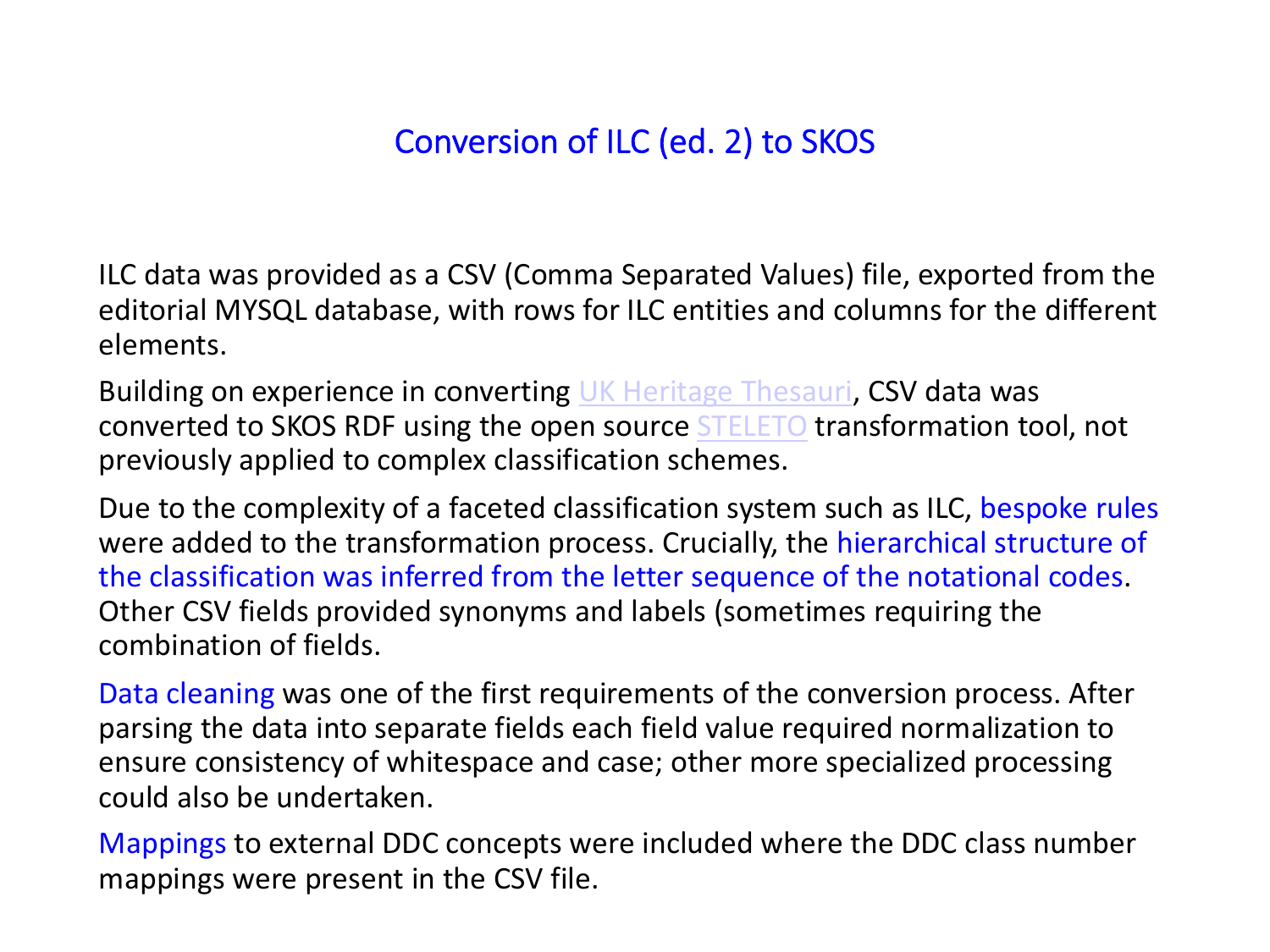# Conversion of ILC (ed. 2) to SKOS

ILC data was provided as a CSV (Comma Separated Values) file, exported from the editorial MYSQL database, with rows for ILC entities and columns for the different elements.

Building on experience in converting UK Heritage Thesauri, CSV data was converted to SKOS RDF using the open source STELETO transformation tool, not previously applied to complex classification schemes.

Due to the complexity of a faceted classification system such as ILC, bespoke rules were added to the transformation process. Crucially, the hierarchical structure of the classification was inferred from the letter sequence of the notational codes. Other CSV fields provided synonyms and labels (sometimes requiring the combination of fields.

Data cleaning was one of the first requirements of the conversion process. After parsing the data into separate fields each field value required normalization to ensure consistency of whitespace and case; other more specialized processing could also be undertaken.

Mappings to external DDC concepts were included where the DDC class number mappings were present in the CSV file.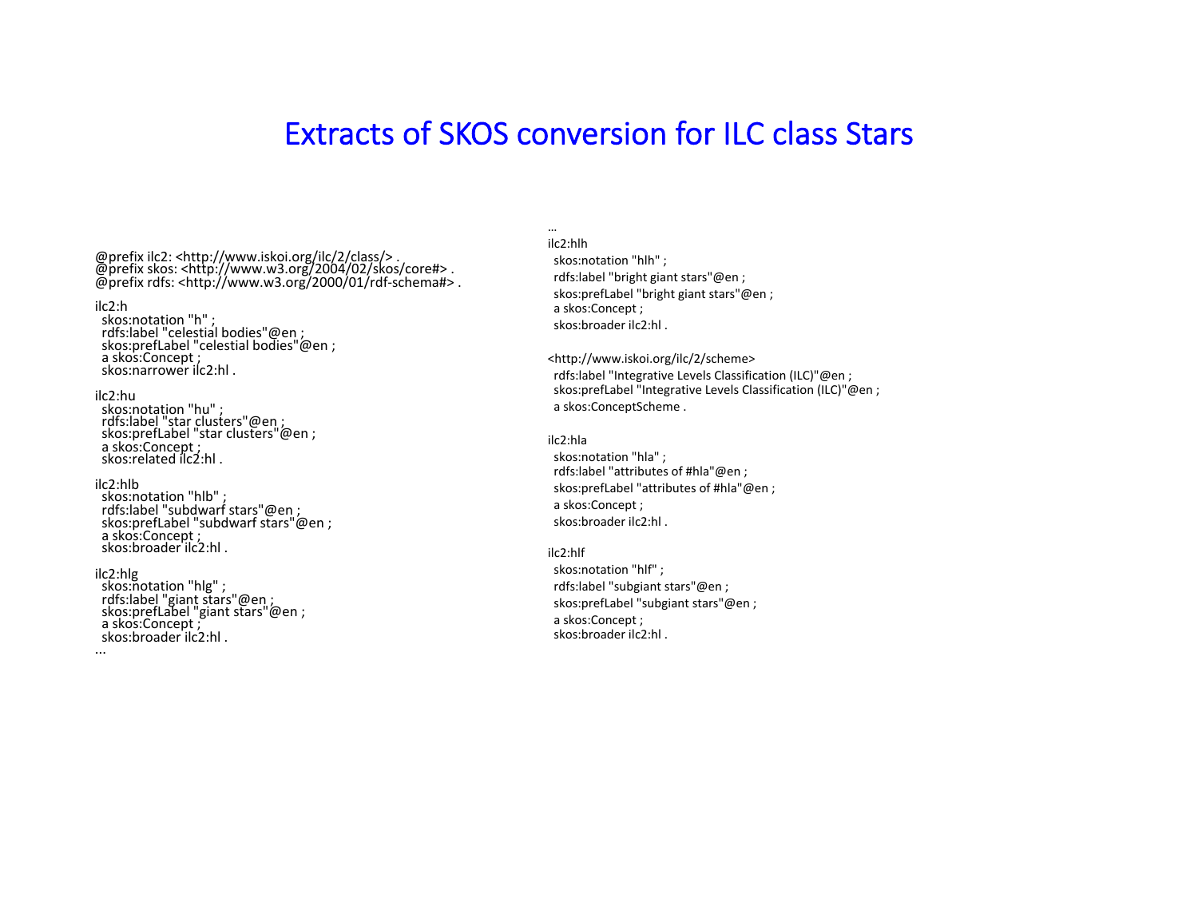# Extracts of SKOS conversion for ILC class Stars

```
@prefix ilc2: <http://www.iskoi.org/ilc/2/class/> .
@prefix skos: <http://www.w3.org/2004/02/skos/core#> .
@prefix rdfs: <http://www.w3.org/2000/01/rdf-schema#> .

ilc2:h
  skos:notation "h" ;
  rdfs:label "celestial bodies"@en ;
  skos:prefLabel "celestial bodies"@en ;
  a skos:Concept ;
  skos:narrower ilc2:hl .

ilc2:hu
  skos:notation "hu" ;
  rdfs:label "star clusters"@en ;
  skos:prefLabel "star clusters"@en ;
  a skos:Concept ;
  skos:related ilc2:hl .

ilc2:hlb
  skos:notation "hlb" ;
  rdfs:label "subdwarf stars"@en ;
  skos:prefLabel "subdwarf stars"@en ;
  a skos:Concept ;
  skos:broader ilc2:hl .

ilc2:hlg
  skos:notation "hlg" ;
  rdfs:label "giant stars"@en ;
  skos:prefLabel "giant stars"@en ;
  a skos:Concept ;
  skos:broader ilc2:hl .
...
```

```
...
ilc2:hlh
  skos:notation "hlh" ;
  rdfs:label "bright giant stars"@en ;
  skos:prefLabel "bright giant stars"@en ;
  a skos:Concept ;
  skos:broader ilc2:hl .

<http://www.iskoi.org/ilc/2/scheme>
  rdfs:label "Integrative Levels Classification (ILC)"@en ;
  skos:prefLabel "Integrative Levels Classification (ILC)"@en ;
  a skos:ConceptScheme .

ilc2:hla
  skos:notation "hla" ;
  rdfs:label "attributes of #hla"@en ;
  skos:prefLabel "attributes of #hla"@en ;
  a skos:Concept ;
  skos:broader ilc2:hl .

ilc2:hlf
  skos:notation "hlf" ;
  rdfs:label "subgiant stars"@en ;
  skos:prefLabel "subgiant stars"@en ;
  a skos:Concept ;
  skos:broader ilc2:hl .
```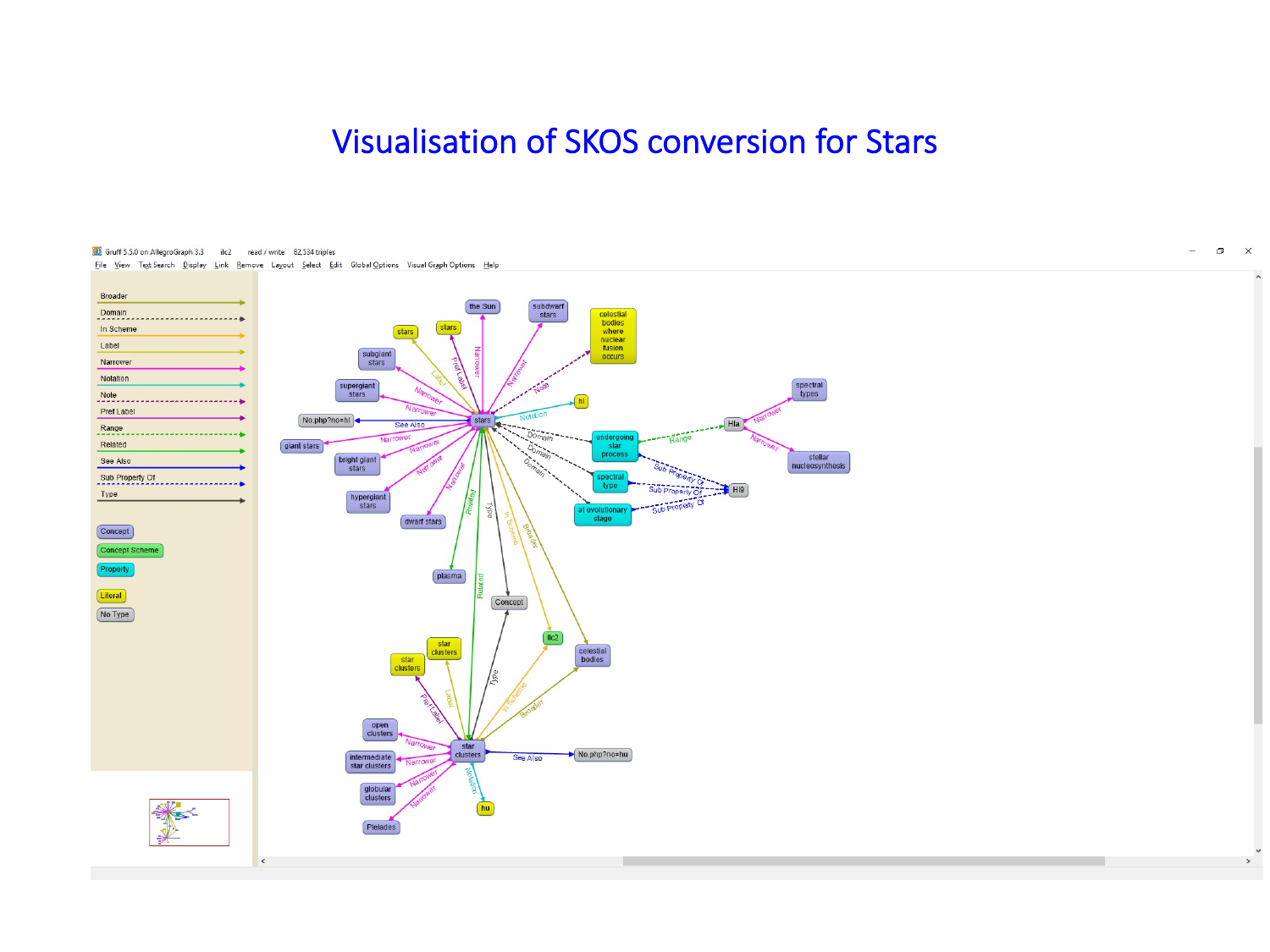# Visualisation of SKOS conversion for Stars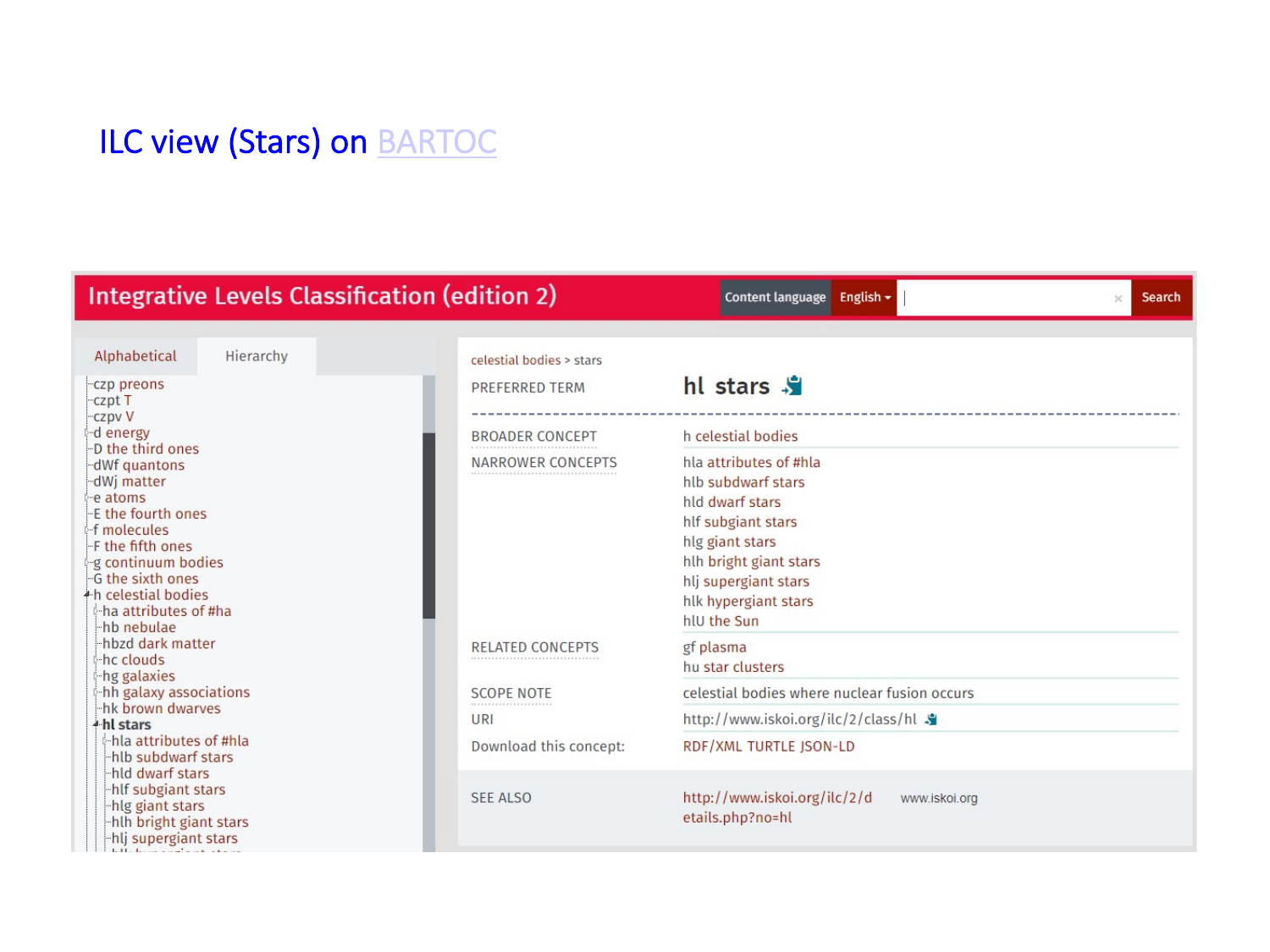# ILC view (Stars) on BARTOC

## Integrative Levels Classification (edition 2)

Content language English | Search

Alphabetical | Hierarchy

- czp preons
- czpt T
- czpv V
- d energy
- D the third ones
- dWf quantons
- dWj matter
- e atoms
- E the fourth ones
- f molecules
- F the fifth ones
- g continuum bodies
- G the sixth ones
- h celestial bodies
  - ha attributes of #ha
  - hb nebulae
  - hbzd dark matter
  - hc clouds
  - hg galaxies
  - hh galaxy associations
  - hk brown dwarves
  - **hl stars**
    - hla attributes of #hla
    - hlb subdwarf stars
    - hld dwarf stars
    - hlf subgiant stars
    - hlg giant stars
    - hlh bright giant stars
    - hlj supergiant stars

celestial bodies > stars

| | |
|---|---|
| PREFERRED TERM | **hl stars** |
| BROADER CONCEPT | h celestial bodies |
| NARROWER CONCEPTS | hla attributes of #hla<br>hlb subdwarf stars<br>hld dwarf stars<br>hlf subgiant stars<br>hlg giant stars<br>hlh bright giant stars<br>hlj supergiant stars<br>hlk hypergiant stars<br>hlU the Sun |
| RELATED CONCEPTS | gf plasma<br>hu star clusters |
| SCOPE NOTE | celestial bodies where nuclear fusion occurs |
| URI | http://www.iskoi.org/ilc/2/class/hl |
| Download this concept: | RDF/XML TURTLE JSON-LD |
| SEE ALSO | http://www.iskoi.org/ilc/2/details.php?no=hl www.iskoi.org |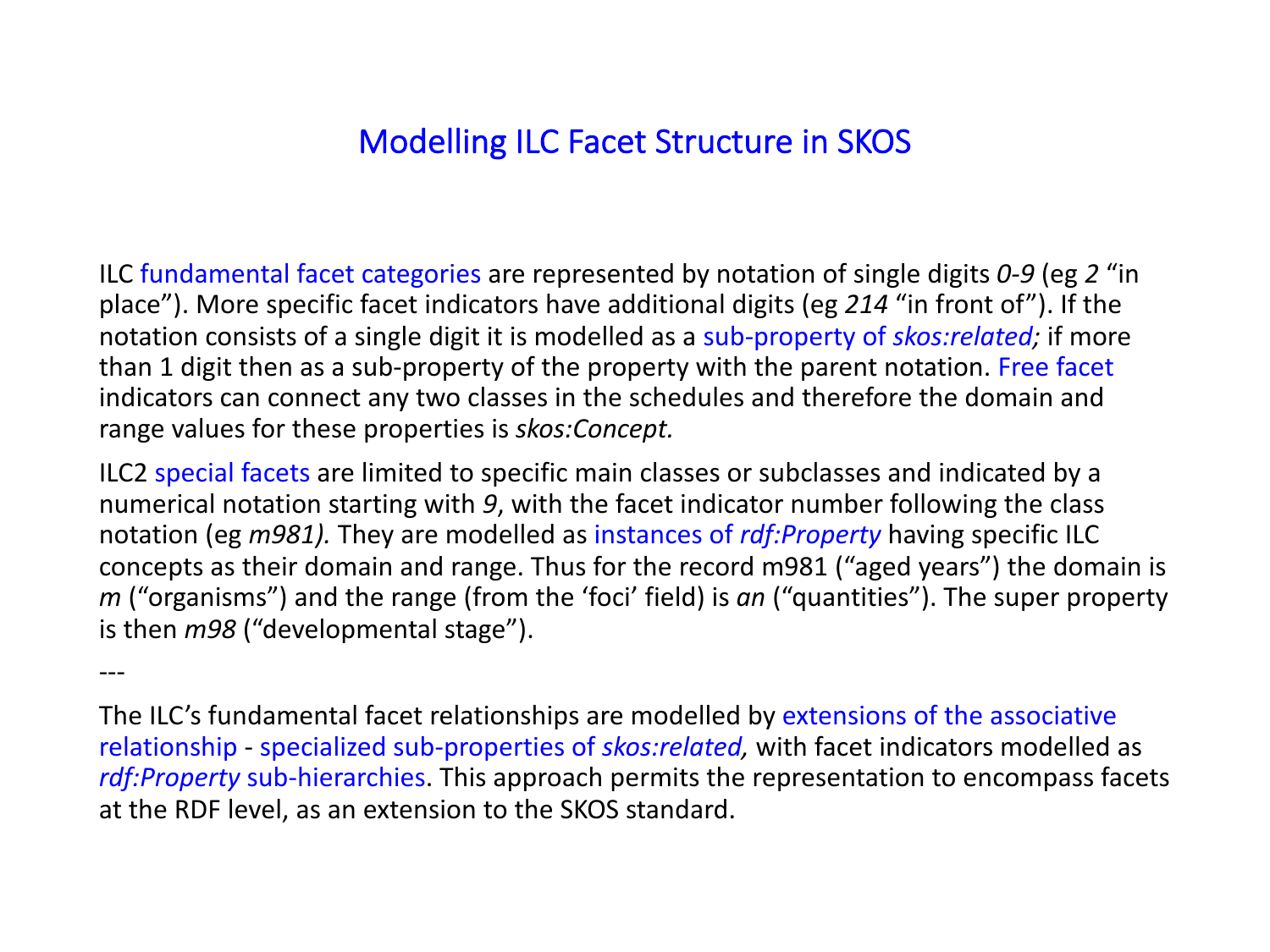# Modelling ILC Facet Structure in SKOS

ILC fundamental facet categories are represented by notation of single digits *0-9* (eg *2* “in place”). More specific facet indicators have additional digits (eg *214* “in front of”). If the notation consists of a single digit it is modelled as a sub-property of *skos:related;* if more than 1 digit then as a sub-property of the property with the parent notation. Free facet indicators can connect any two classes in the schedules and therefore the domain and range values for these properties is *skos:Concept.*

ILC2 special facets are limited to specific main classes or subclasses and indicated by a numerical notation starting with *9*, with the facet indicator number following the class notation (eg *m981).* They are modelled as instances of *rdf:Property* having specific ILC concepts as their domain and range. Thus for the record m981 (“aged years”) the domain is *m* (“organisms”) and the range (from the ‘foci’ field) is *an* (“quantities”). The super property is then *m98* (“developmental stage”).

---

The ILC’s fundamental facet relationships are modelled by extensions of the associative relationship - specialized sub-properties of *skos:related,* with facet indicators modelled as *rdf:Property* sub-hierarchies. This approach permits the representation to encompass facets at the RDF level, as an extension to the SKOS standard.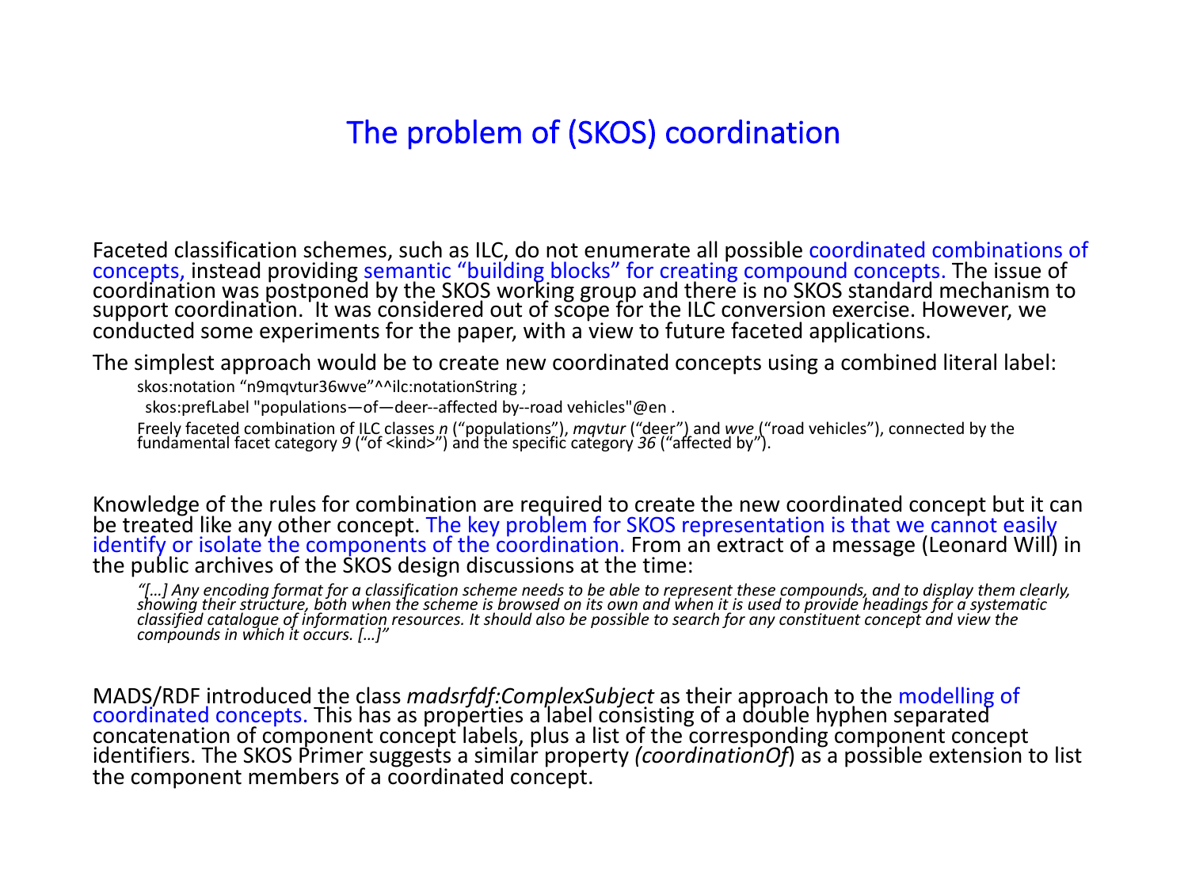# The problem of (SKOS) coordination

Faceted classification schemes, such as ILC, do not enumerate all possible coordinated combinations of concepts, instead providing semantic “building blocks” for creating compound concepts. The issue of coordination was postponed by the SKOS working group and there is no SKOS standard mechanism to support coordination. It was considered out of scope for the ILC conversion exercise. However, we conducted some experiments for the paper, with a view to future faceted applications.

The simplest approach would be to create new coordinated concepts using a combined literal label:

```
skos:notation “n9mqvtur36wve”^^ilc:notationString ;
  skos:prefLabel "populations—of—deer--affected by--road vehicles"@en .
```

Freely faceted combination of ILC classes *n* (“populations”), *mqvtur* (“deer”) and *wve* (“road vehicles”), connected by the fundamental facet category *9* (“of <kind>”) and the specific category *36* (“affected by”).

Knowledge of the rules for combination are required to create the new coordinated concept but it can be treated like any other concept. The key problem for SKOS representation is that we cannot easily identify or isolate the components of the coordination. From an extract of a message (Leonard Will) in the public archives of the SKOS design discussions at the time:

> *“[…] Any encoding format for a classification scheme needs to be able to represent these compounds, and to display them clearly, showing their structure, both when the scheme is browsed on its own and when it is used to provide headings for a systematic classified catalogue of information resources. It should also be possible to search for any constituent concept and view the compounds in which it occurs. […]”*

MADS/RDF introduced the class *madsrfdf:ComplexSubject* as their approach to the modelling of coordinated concepts. This has as properties a label consisting of a double hyphen separated concatenation of component concept labels, plus a list of the corresponding component concept identifiers. The SKOS Primer suggests a similar property *(coordinationOf*) as a possible extension to list the component members of a coordinated concept.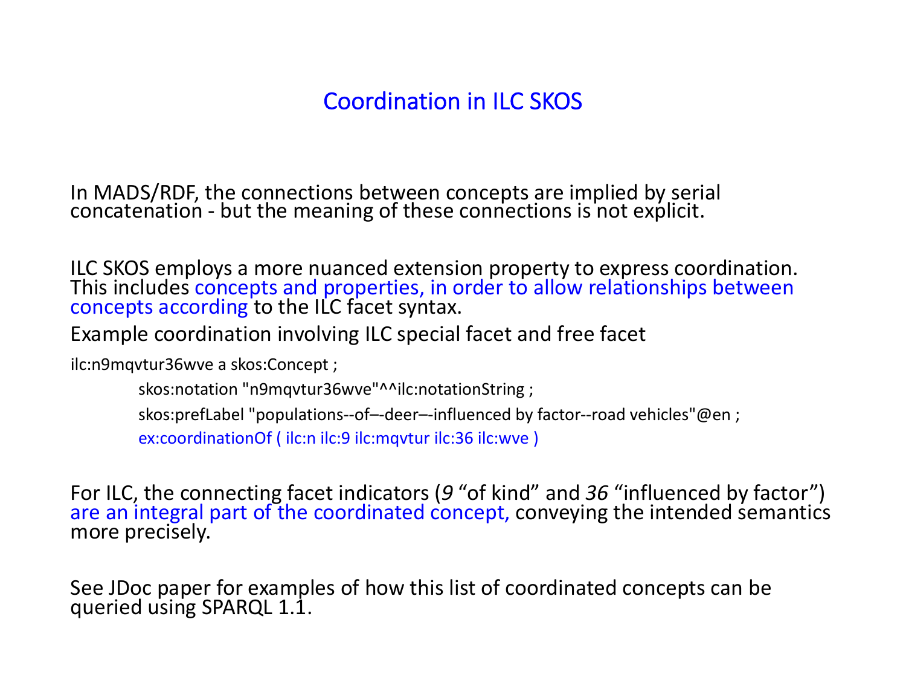# Coordination in ILC SKOS

In MADS/RDF, the connections between concepts are implied by serial concatenation - but the meaning of these connections is not explicit.

ILC SKOS employs a more nuanced extension property to express coordination. This includes concepts and properties, in order to allow relationships between concepts according to the ILC facet syntax.

Example coordination involving ILC special facet and free facet

```
ilc:n9mqvtur36wve a skos:Concept ;
        skos:notation "n9mqvtur36wve"^^ilc:notationString ;
        skos:prefLabel "populations--of–-deer–-influenced by factor--road vehicles"@en ;
        ex:coordinationOf ( ilc:n ilc:9 ilc:mqvtur ilc:36 ilc:wve )
```

For ILC, the connecting facet indicators (*9* “of kind” and *36* “influenced by factor”) are an integral part of the coordinated concept, conveying the intended semantics more precisely.

See JDoc paper for examples of how this list of coordinated concepts can be queried using SPARQL 1.1.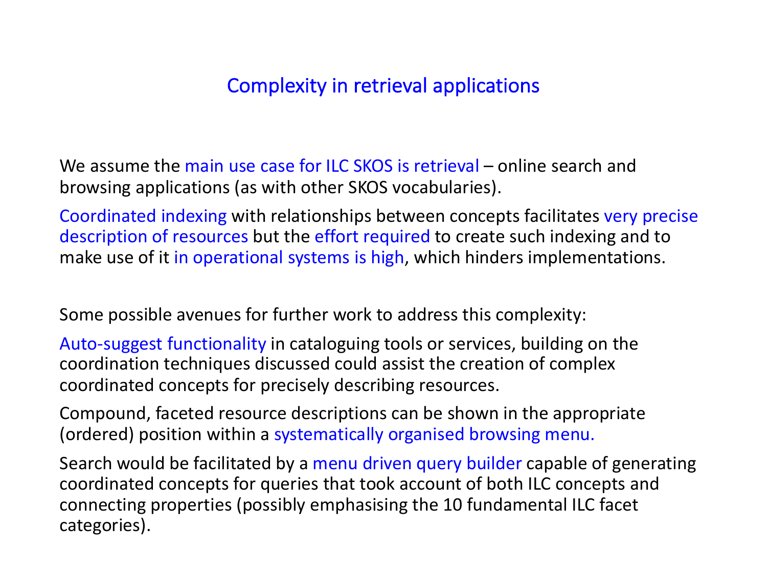# Complexity in retrieval applications

We assume the main use case for ILC SKOS is retrieval – online search and browsing applications (as with other SKOS vocabularies).

Coordinated indexing with relationships between concepts facilitates very precise description of resources but the effort required to create such indexing and to make use of it in operational systems is high, which hinders implementations.

Some possible avenues for further work to address this complexity:

Auto-suggest functionality in cataloguing tools or services, building on the coordination techniques discussed could assist the creation of complex coordinated concepts for precisely describing resources.

Compound, faceted resource descriptions can be shown in the appropriate (ordered) position within a systematically organised browsing menu.

Search would be facilitated by a menu driven query builder capable of generating coordinated concepts for queries that took account of both ILC concepts and connecting properties (possibly emphasising the 10 fundamental ILC facet categories).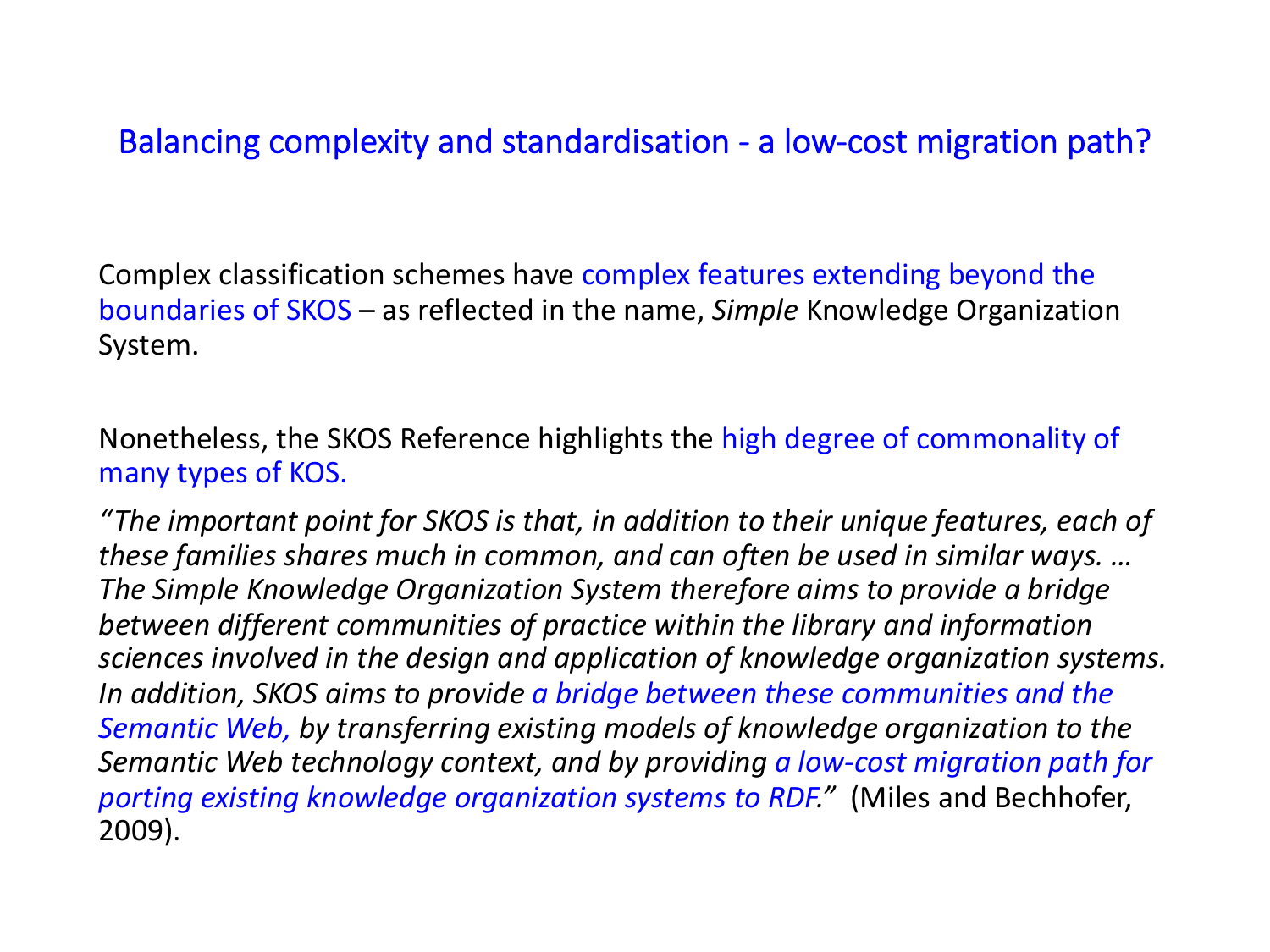## Balancing complexity and standardisation - a low-cost migration path?

Complex classification schemes have complex features extending beyond the boundaries of SKOS – as reflected in the name, *Simple* Knowledge Organization System.

Nonetheless, the SKOS Reference highlights the high degree of commonality of many types of KOS.

*"The important point for SKOS is that, in addition to their unique features, each of these families shares much in common, and can often be used in similar ways. … The Simple Knowledge Organization System therefore aims to provide a bridge between different communities of practice within the library and information sciences involved in the design and application of knowledge organization systems. In addition, SKOS aims to provide a bridge between these communities and the Semantic Web, by transferring existing models of knowledge organization to the Semantic Web technology context, and by providing a low-cost migration path for porting existing knowledge organization systems to RDF."* (Miles and Bechhofer, 2009).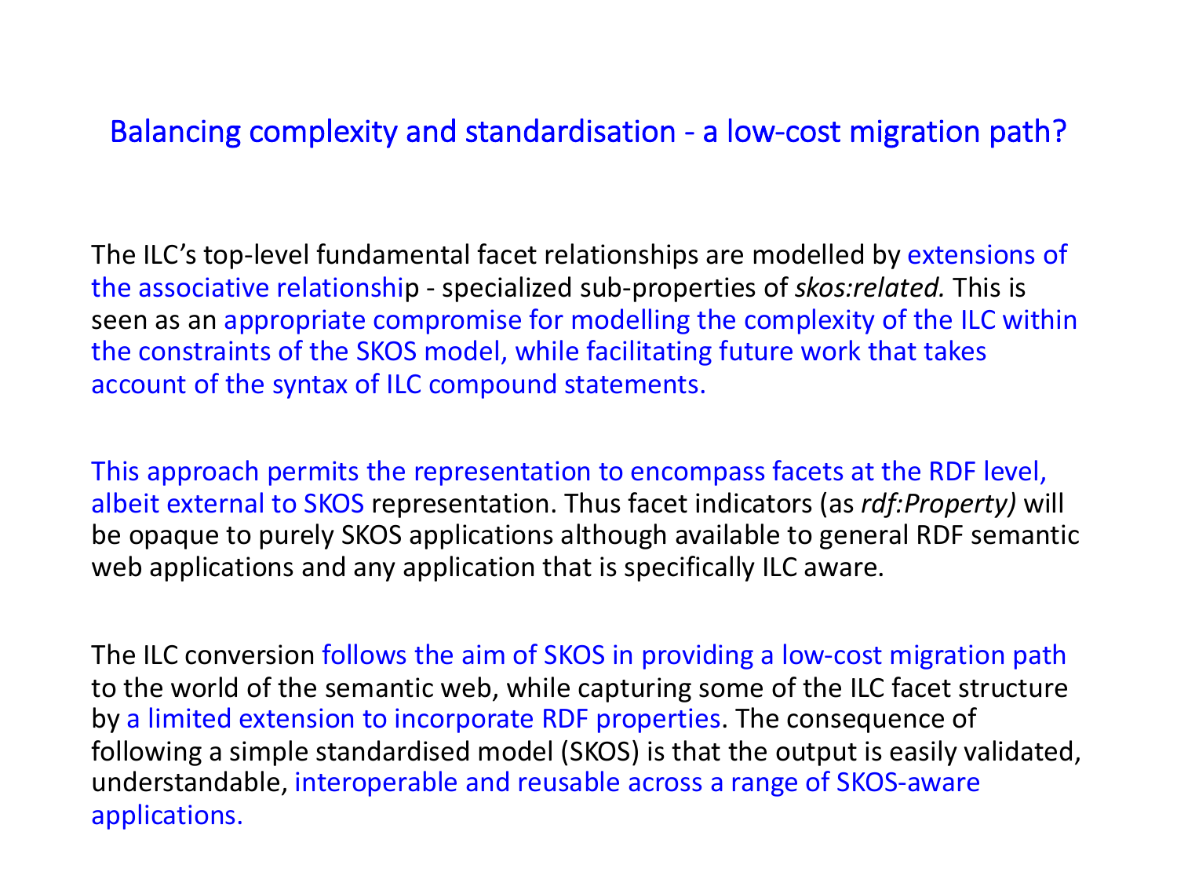# Balancing complexity and standardisation - a low-cost migration path?

The ILC's top-level fundamental facet relationships are modelled by extensions of the associative relationship - specialized sub-properties of *skos:related.* This is seen as an appropriate compromise for modelling the complexity of the ILC within the constraints of the SKOS model, while facilitating future work that takes account of the syntax of ILC compound statements.

This approach permits the representation to encompass facets at the RDF level, albeit external to SKOS representation. Thus facet indicators (as *rdf:Property)* will be opaque to purely SKOS applications although available to general RDF semantic web applications and any application that is specifically ILC aware.

The ILC conversion follows the aim of SKOS in providing a low-cost migration path to the world of the semantic web, while capturing some of the ILC facet structure by a limited extension to incorporate RDF properties. The consequence of following a simple standardised model (SKOS) is that the output is easily validated, understandable, interoperable and reusable across a range of SKOS-aware applications.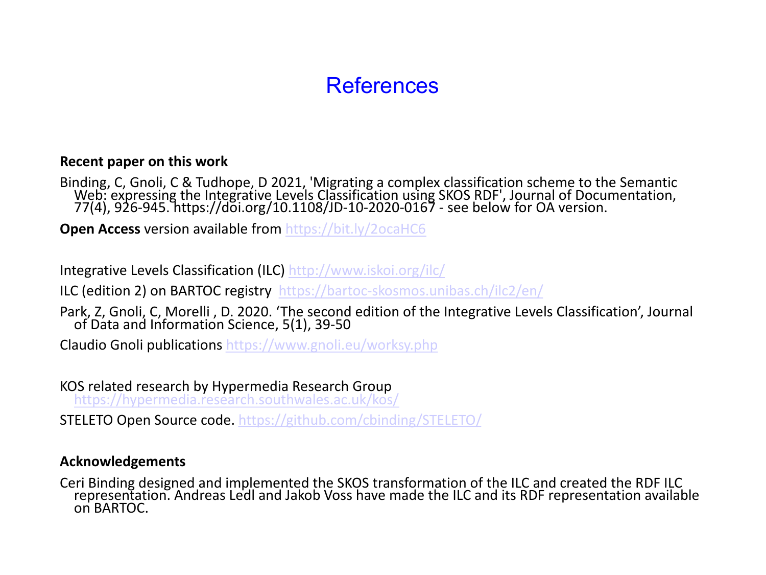# References

**Recent paper on this work**

Binding, C, Gnoli, C & Tudhope, D 2021, 'Migrating a complex classification scheme to the Semantic Web: expressing the Integrative Levels Classification using SKOS RDF', Journal of Documentation, 77(4), 926-945. https://doi.org/10.1108/JD-10-2020-0167 - see below for OA version.

**Open Access** version available from https://bit.ly/2ocaHC6

Integrative Levels Classification (ILC) http://www.iskoi.org/ilc/

ILC (edition 2) on BARTOC registry https://bartoc-skosmos.unibas.ch/ilc2/en/

Park, Z, Gnoli, C, Morelli , D. 2020. 'The second edition of the Integrative Levels Classification', Journal of Data and Information Science, 5(1), 39-50

Claudio Gnoli publications https://www.gnoli.eu/worksy.php

KOS related research by Hypermedia Research Group https://hypermedia.research.southwales.ac.uk/kos/

STELETO Open Source code. https://github.com/cbinding/STELETO/

**Acknowledgements**

Ceri Binding designed and implemented the SKOS transformation of the ILC and created the RDF ILC representation. Andreas Ledl and Jakob Voss have made the ILC and its RDF representation available on BARTOC.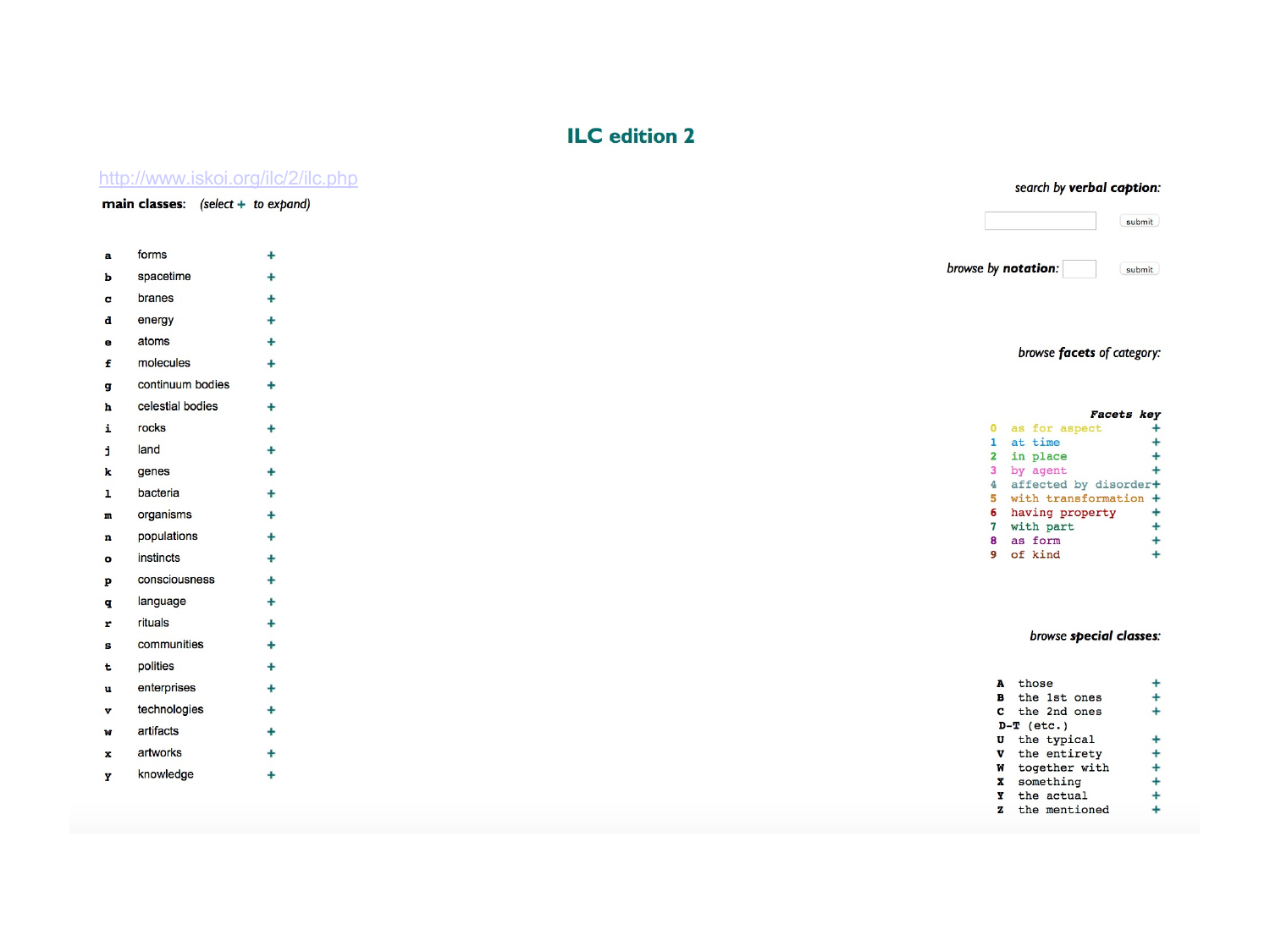# ILC edition 2

http://www.iskoi.org/ilc/2/ilc.php

**main classes**: *(select + to expand)*

| | | |
|---|---|---|
| a | forms | + |
| b | spacetime | + |
| c | branes | + |
| d | energy | + |
| e | atoms | + |
| f | molecules | + |
| g | continuum bodies | + |
| h | celestial bodies | + |
| i | rocks | + |
| j | land | + |
| k | genes | + |
| l | bacteria | + |
| m | organisms | + |
| n | populations | + |
| o | instincts | + |
| p | consciousness | + |
| q | language | + |
| r | rituals | + |
| s | communities | + |
| t | polities | + |
| u | enterprises | + |
| v | technologies | + |
| w | artifacts | + |
| x | artworks | + |
| y | knowledge | + |

*search by* ***verbal caption:***

submit

*browse by* ***notation:***

submit

*browse* ***facets*** *of category:*

***Facets key***

| | | |
|---|---|---|
| 0 | as for aspect | + |
| 1 | at time | + |
| 2 | in place | + |
| 3 | by agent | + |
| 4 | affected by disorder | + |
| 5 | with transformation | + |
| 6 | having property | + |
| 7 | with part | + |
| 8 | as form | + |
| 9 | of kind | + |

*browse* ***special classes:***

| | | |
|---|---|---|
| A | those | + |
| B | the 1st ones | + |
| C | the 2nd ones | + |
| D-T | (etc.) | |
| U | the typical | + |
| V | the entirety | + |
| W | together with | + |
| X | something | + |
| Y | the actual | + |
| Z | the mentioned | + |